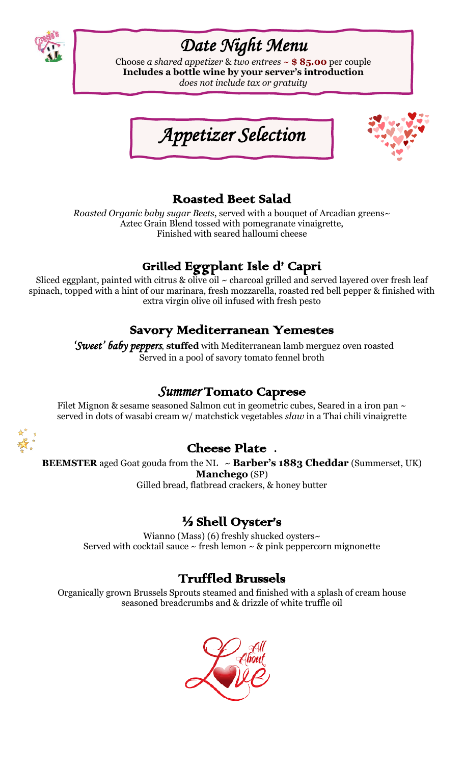# *Date Night Menu*

Choose *a shared appetizer* & *two entrees* ~ **$ 85.00** per couple
**Includes a bottle wine by your server's introduction**
*does not include tax or gratuity*

## *Appetizer Selection*

### Roasted Beet Salad

*Roasted Organic baby sugar Beets*, served with a bouquet of Arcadian greens~
Aztec Grain Blend tossed with pomegranate vinaigrette,
Finished with seared halloumi cheese

### Grilled Eggplant Isle d' Capri

Sliced eggplant, painted with citrus & olive oil ~ charcoal grilled and served layered over fresh leaf spinach, topped with a hint of our marinara, fresh mozzarella, roasted red bell pepper & finished with extra virgin olive oil infused with fresh pesto

### Savory Mediterranean Yemestes

*'Sweet' baby peppers*, **stuffed** with Mediterranean lamb merguez oven roasted
Served in a pool of savory tomato fennel broth

### *Summer* Tomato Caprese

Filet Mignon & sesame seasoned Salmon cut in geometric cubes, Seared in a iron pan ~
served in dots of wasabi cream w/ matchstick vegetables *slaw* in a Thai chili vinaigrette

### Cheese Plate .

**BEEMSTER** aged Goat gouda from the NL ~ **Barber's 1883 Cheddar** (Summerset, UK)
**Manchego** (SP)
Gilled bread, flatbread crackers, & honey butter

### ½ Shell Oyster's

Wianno (Mass) (6) freshly shucked oysters~
Served with cocktail sauce ~ fresh lemon ~ & pink peppercorn mignonette

### Truffled Brussels

Organically grown Brussels Sprouts steamed and finished with a splash of cream house seasoned breadcrumbs and & drizzle of white truffle oil

All About Love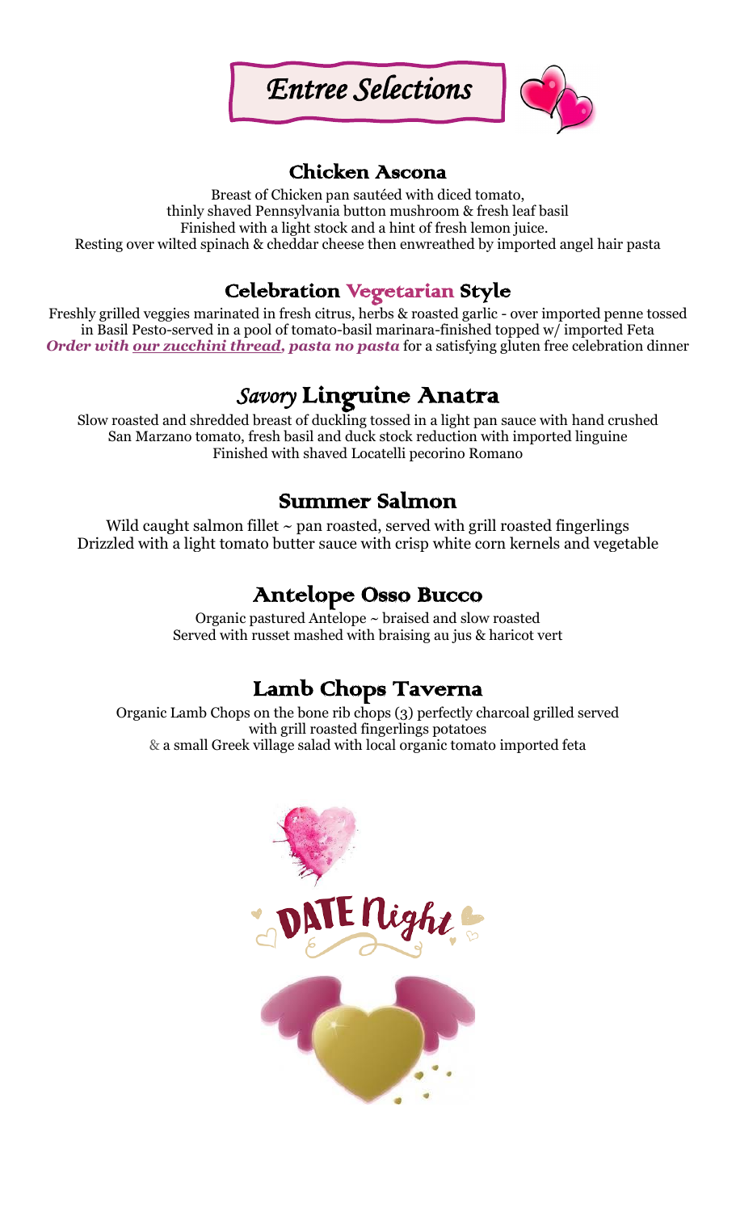# *Entree Selections*

## Chicken Ascona

Breast of Chicken pan sautéed with diced tomato,
thinly shaved Pennsylvania button mushroom & fresh leaf basil
Finished with a light stock and a hint of fresh lemon juice.
Resting over wilted spinach & cheddar cheese then enwreathed by imported angel hair pasta

## Celebration Vegetarian Style

Freshly grilled veggies marinated in fresh citrus, herbs & roasted garlic - over imported penne tossed in Basil Pesto-served in a pool of tomato-basil marinara-finished topped w/ imported Feta
***Order with <u>our zucchini thread</u>, pasta no pasta*** for a satisfying gluten free celebration dinner

## *Savory* Linguine Anatra

Slow roasted and shredded breast of duckling tossed in a light pan sauce with hand crushed San Marzano tomato, fresh basil and duck stock reduction with imported linguine
Finished with shaved Locatelli pecorino Romano

## Summer Salmon

Wild caught salmon fillet ~ pan roasted, served with grill roasted fingerlings
Drizzled with a light tomato butter sauce with crisp white corn kernels and vegetable

## Antelope Osso Bucco

Organic pastured Antelope ~ braised and slow roasted
Served with russet mashed with braising au jus & haricot vert

## Lamb Chops Taverna

Organic Lamb Chops on the bone rib chops (3) perfectly charcoal grilled served with grill roasted fingerlings potatoes
& a small Greek village salad with local organic tomato imported feta

DATE Night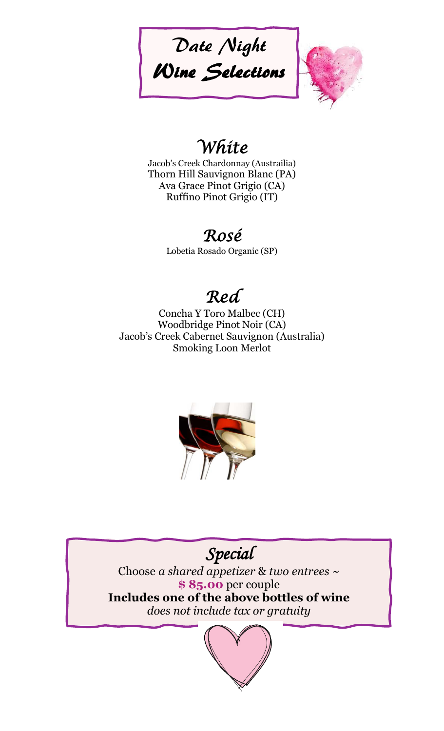# Date Night Wine Selections

## White

Jacob's Creek Chardonnay (Austrailia)
Thorn Hill Sauvignon Blanc (PA)
Ava Grace Pinot Grigio (CA)
Ruffino Pinot Grigio (IT)

## Rosé

Lobetia Rosado Organic (SP)

## Red

Concha Y Toro Malbec (CH)
Woodbridge Pinot Noir (CA)
Jacob's Creek Cabernet Sauvignon (Australia)
Smoking Loon Merlot

## Special

Choose *a shared appetizer* & *two entrees ~*
**$ 85.00** per couple
**Includes one of the above bottles of wine**
*does not include tax or gratuity*